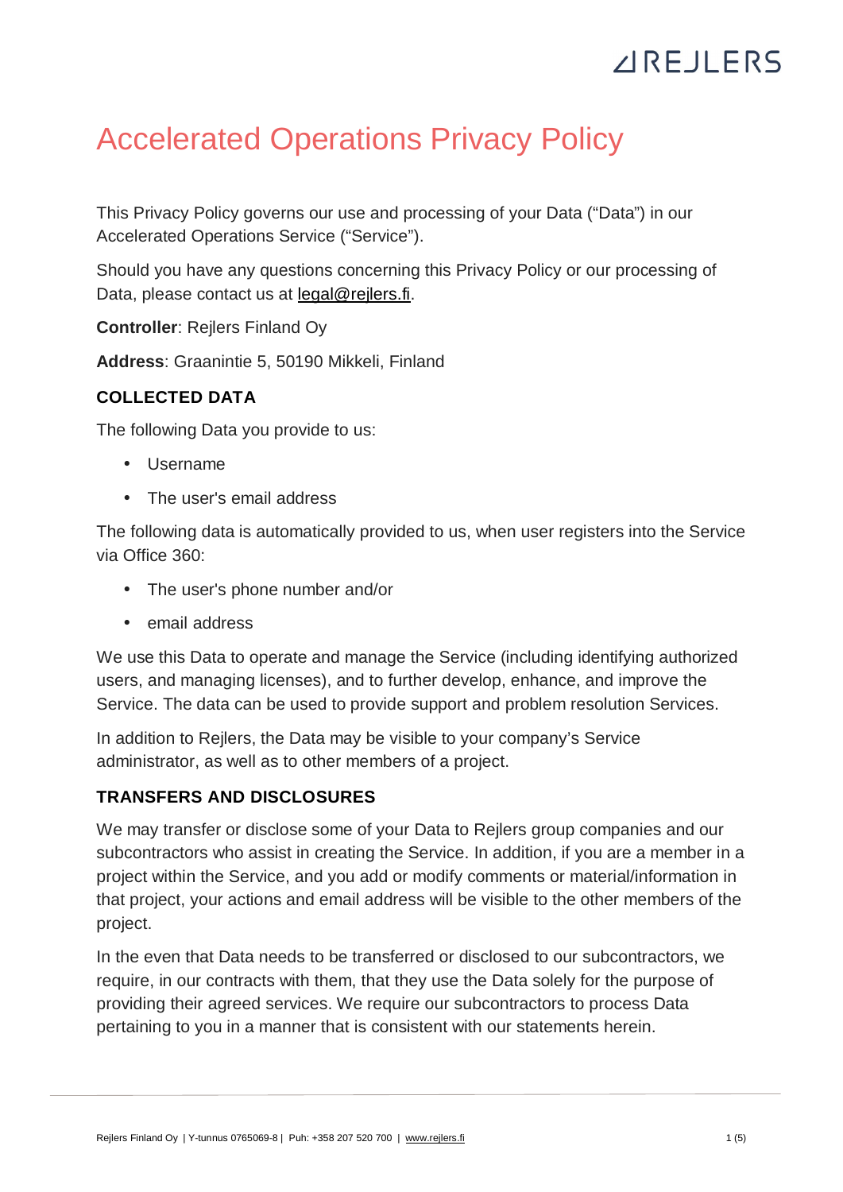# Accelerated Operations Privacy Policy

This Privacy Policy governs our use and processing of your Data ("Data") in our Accelerated Operations Service ("Service").

Should you have any questions concerning this Privacy Policy or our processing of Data, please contact us at legal@rejlers.fi.

**Controller**: Rejlers Finland Oy

**Address**: Graanintie 5, 50190 Mikkeli, Finland

### COLLECTED DATA

The following Data you provide to us:

- Username
- The user's email address

The following data is automatically provided to us, when user registers into the Service via Office 360:

- The user's phone number and/or
- email address

We use this Data to operate and manage the Service (including identifying authorized users, and managing licenses), and to further develop, enhance, and improve the Service. The data can be used to provide support and problem resolution Services.

In addition to Rejlers, the Data may be visible to your company's Service administrator, as well as to other members of a project.

### TRANSFERS AND DISCLOSURES

We may transfer or disclose some of your Data to Rejlers group companies and our subcontractors who assist in creating the Service. In addition, if you are a member in a project within the Service, and you add or modify comments or material/information in that project, your actions and email address will be visible to the other members of the project.

In the even that Data needs to be transferred or disclosed to our subcontractors, we require, in our contracts with them, that they use the Data solely for the purpose of providing their agreed services. We require our subcontractors to process Data pertaining to you in a manner that is consistent with our statements herein.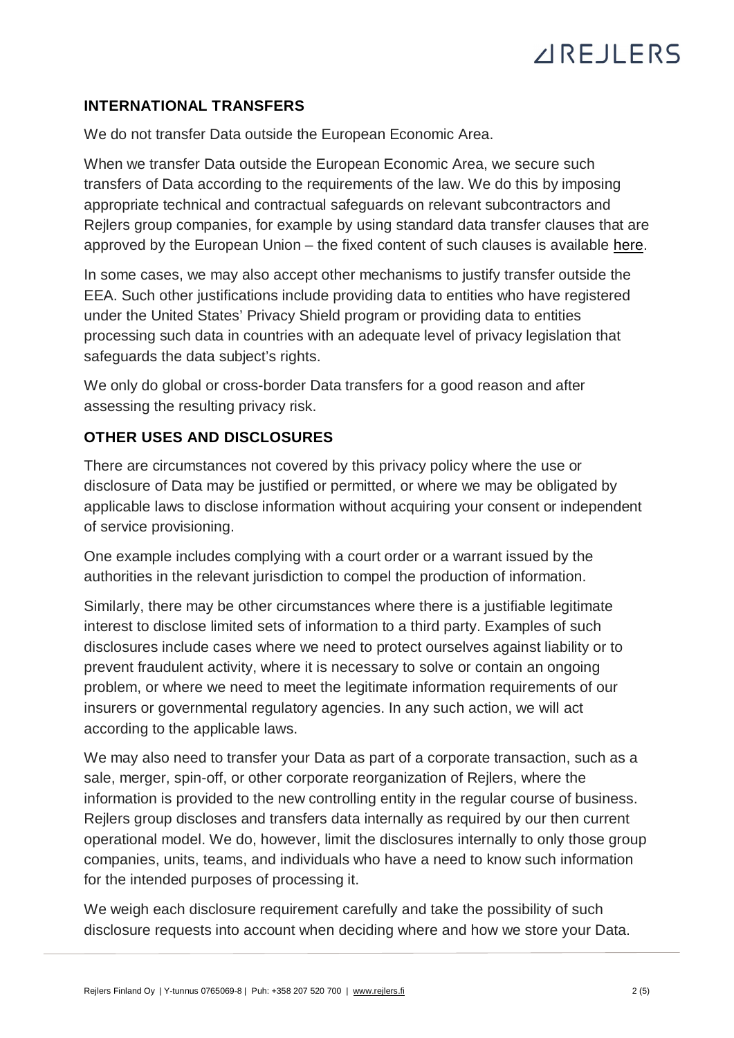## INTERNATIONAL TRANSFERS

We do not transfer Data outside the European Economic Area.

When we transfer Data outside the European Economic Area, we secure such transfers of Data according to the requirements of the law. We do this by imposing appropriate technical and contractual safeguards on relevant subcontractors and Rejlers group companies, for example by using standard data transfer clauses that are approved by the European Union – the fixed content of such clauses is available here.

In some cases, we may also accept other mechanisms to justify transfer outside the EEA. Such other justifications include providing data to entities who have registered under the United States' Privacy Shield program or providing data to entities processing such data in countries with an adequate level of privacy legislation that safeguards the data subject's rights.

We only do global or cross-border Data transfers for a good reason and after assessing the resulting privacy risk.

## OTHER USES AND DISCLOSURES

There are circumstances not covered by this privacy policy where the use or disclosure of Data may be justified or permitted, or where we may be obligated by applicable laws to disclose information without acquiring your consent or independent of service provisioning.

One example includes complying with a court order or a warrant issued by the authorities in the relevant jurisdiction to compel the production of information.

Similarly, there may be other circumstances where there is a justifiable legitimate interest to disclose limited sets of information to a third party. Examples of such disclosures include cases where we need to protect ourselves against liability or to prevent fraudulent activity, where it is necessary to solve or contain an ongoing problem, or where we need to meet the legitimate information requirements of our insurers or governmental regulatory agencies. In any such action, we will act according to the applicable laws.

We may also need to transfer your Data as part of a corporate transaction, such as a sale, merger, spin-off, or other corporate reorganization of Rejlers, where the information is provided to the new controlling entity in the regular course of business. Rejlers group discloses and transfers data internally as required by our then current operational model. We do, however, limit the disclosures internally to only those group companies, units, teams, and individuals who have a need to know such information for the intended purposes of processing it.

We weigh each disclosure requirement carefully and take the possibility of such disclosure requests into account when deciding where and how we store your Data.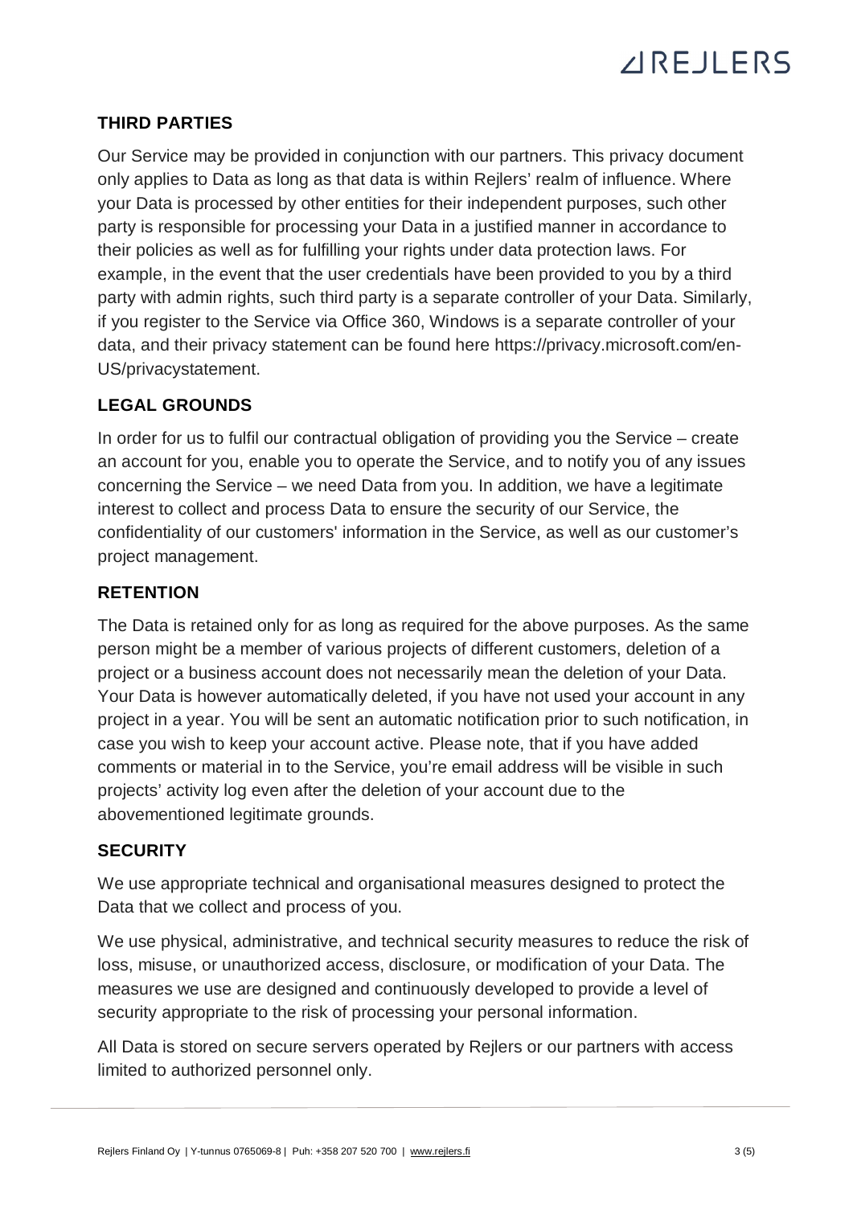## THIRD PARTIES

Our Service may be provided in conjunction with our partners. This privacy document only applies to Data as long as that data is within Rejlers' realm of influence. Where your Data is processed by other entities for their independent purposes, such other party is responsible for processing your Data in a justified manner in accordance to their policies as well as for fulfilling your rights under data protection laws. For example, in the event that the user credentials have been provided to you by a third party with admin rights, such third party is a separate controller of your Data. Similarly, if you register to the Service via Office 360, Windows is a separate controller of your data, and their privacy statement can be found here https://privacy.microsoft.com/en-US/privacystatement.

## LEGAL GROUNDS

In order for us to fulfil our contractual obligation of providing you the Service – create an account for you, enable you to operate the Service, and to notify you of any issues concerning the Service – we need Data from you. In addition, we have a legitimate interest to collect and process Data to ensure the security of our Service, the confidentiality of our customers' information in the Service, as well as our customer's project management.

## RETENTION

The Data is retained only for as long as required for the above purposes. As the same person might be a member of various projects of different customers, deletion of a project or a business account does not necessarily mean the deletion of your Data. Your Data is however automatically deleted, if you have not used your account in any project in a year. You will be sent an automatic notification prior to such notification, in case you wish to keep your account active. Please note, that if you have added comments or material in to the Service, you're email address will be visible in such projects' activity log even after the deletion of your account due to the abovementioned legitimate grounds.

## SECURITY

We use appropriate technical and organisational measures designed to protect the Data that we collect and process of you.

We use physical, administrative, and technical security measures to reduce the risk of loss, misuse, or unauthorized access, disclosure, or modification of your Data. The measures we use are designed and continuously developed to provide a level of security appropriate to the risk of processing your personal information.

All Data is stored on secure servers operated by Rejlers or our partners with access limited to authorized personnel only.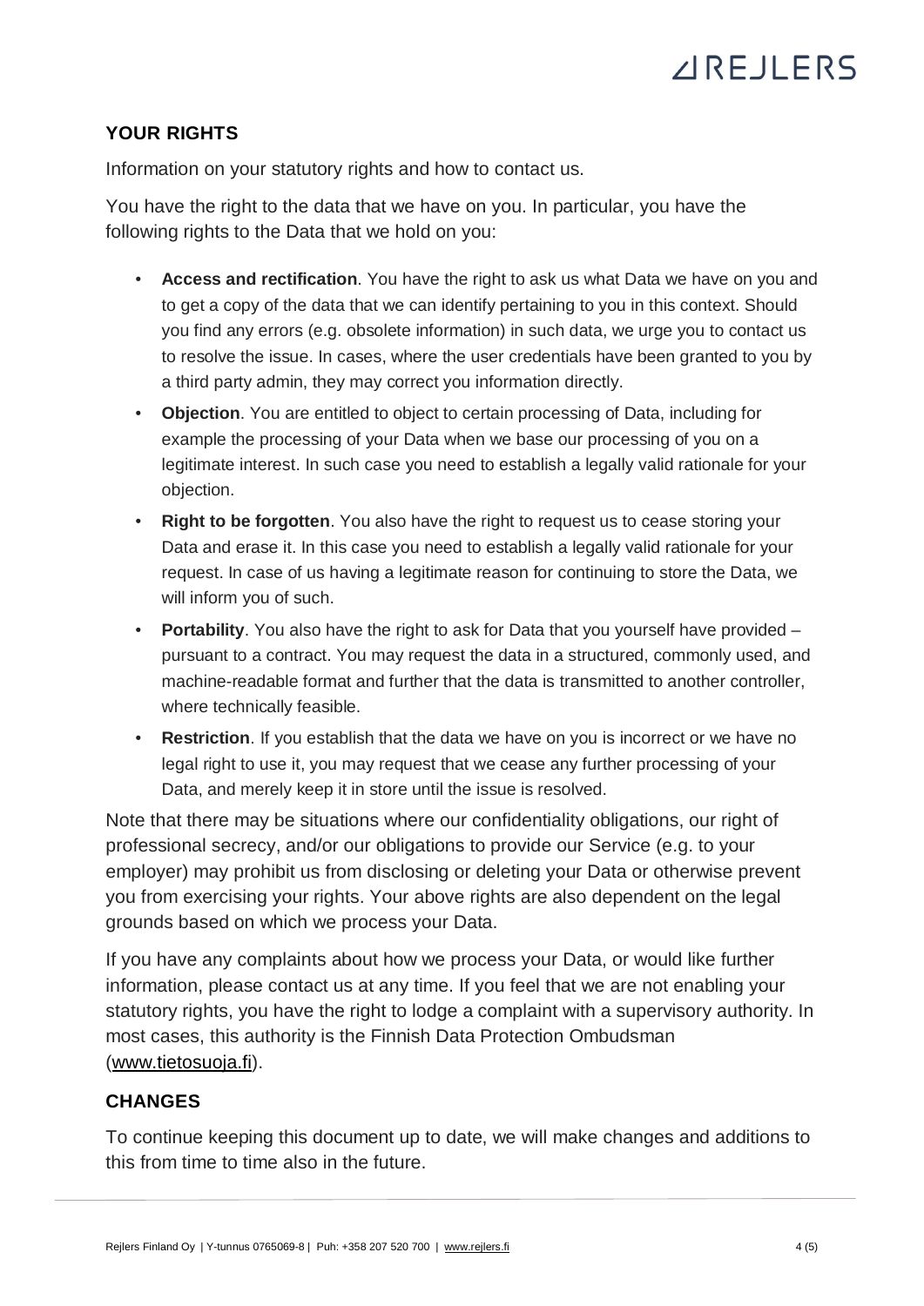## YOUR RIGHTS

Information on your statutory rights and how to contact us.

You have the right to the data that we have on you. In particular, you have the following rights to the Data that we hold on you:

- **Access and rectification**. You have the right to ask us what Data we have on you and to get a copy of the data that we can identify pertaining to you in this context. Should you find any errors (e.g. obsolete information) in such data, we urge you to contact us to resolve the issue. In cases, where the user credentials have been granted to you by a third party admin, they may correct you information directly.
- **Objection**. You are entitled to object to certain processing of Data, including for example the processing of your Data when we base our processing of you on a legitimate interest. In such case you need to establish a legally valid rationale for your objection.
- **Right to be forgotten**. You also have the right to request us to cease storing your Data and erase it. In this case you need to establish a legally valid rationale for your request. In case of us having a legitimate reason for continuing to store the Data, we will inform you of such.
- **Portability**. You also have the right to ask for Data that you yourself have provided – pursuant to a contract. You may request the data in a structured, commonly used, and machine-readable format and further that the data is transmitted to another controller, where technically feasible.
- **Restriction**. If you establish that the data we have on you is incorrect or we have no legal right to use it, you may request that we cease any further processing of your Data, and merely keep it in store until the issue is resolved.

Note that there may be situations where our confidentiality obligations, our right of professional secrecy, and/or our obligations to provide our Service (e.g. to your employer) may prohibit us from disclosing or deleting your Data or otherwise prevent you from exercising your rights. Your above rights are also dependent on the legal grounds based on which we process your Data.

If you have any complaints about how we process your Data, or would like further information, please contact us at any time. If you feel that we are not enabling your statutory rights, you have the right to lodge a complaint with a supervisory authority. In most cases, this authority is the Finnish Data Protection Ombudsman (www.tietosuoja.fi).

## CHANGES

To continue keeping this document up to date, we will make changes and additions to this from time to time also in the future.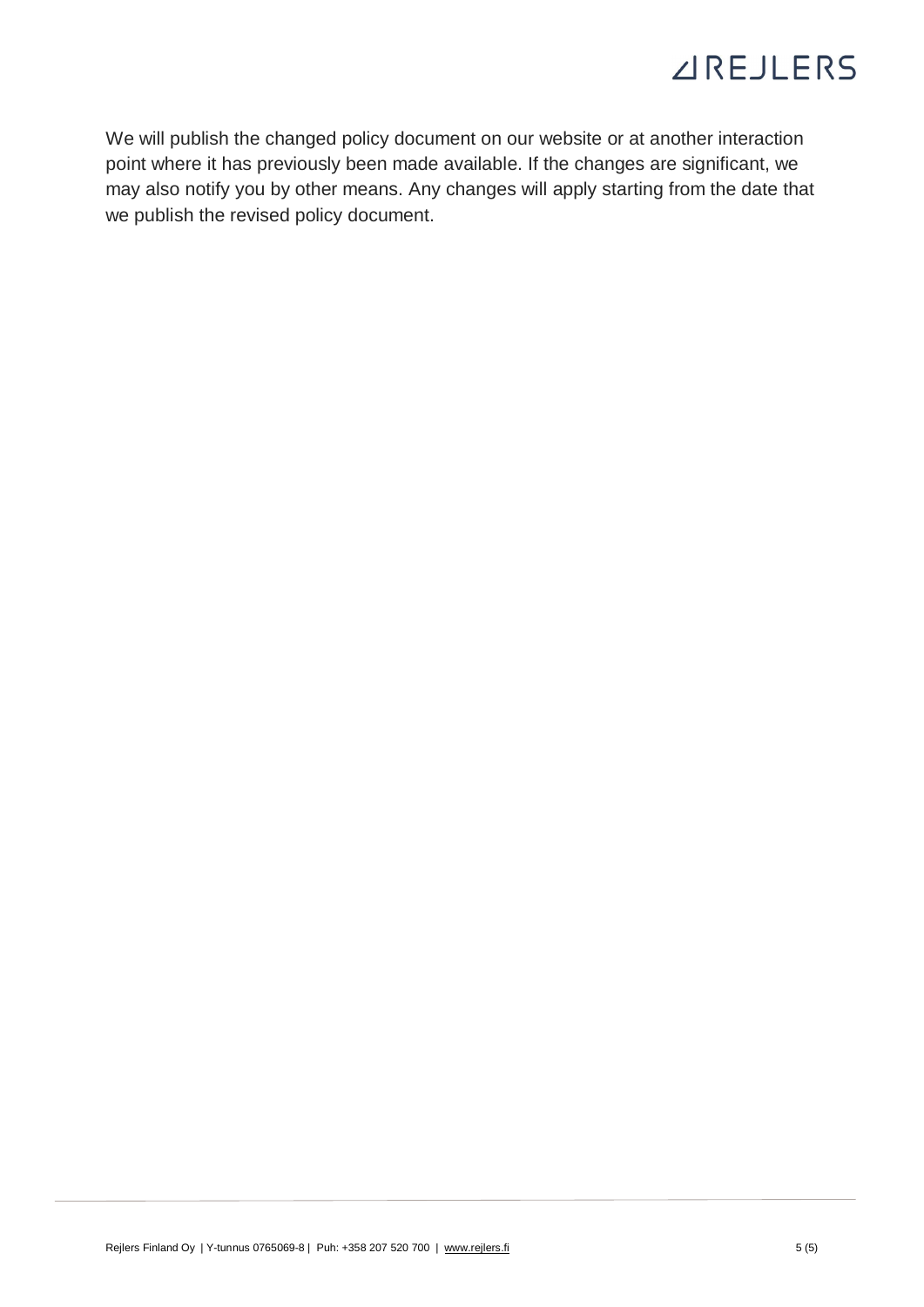We will publish the changed policy document on our website or at another interaction point where it has previously been made available. If the changes are significant, we may also notify you by other means. Any changes will apply starting from the date that we publish the revised policy document.